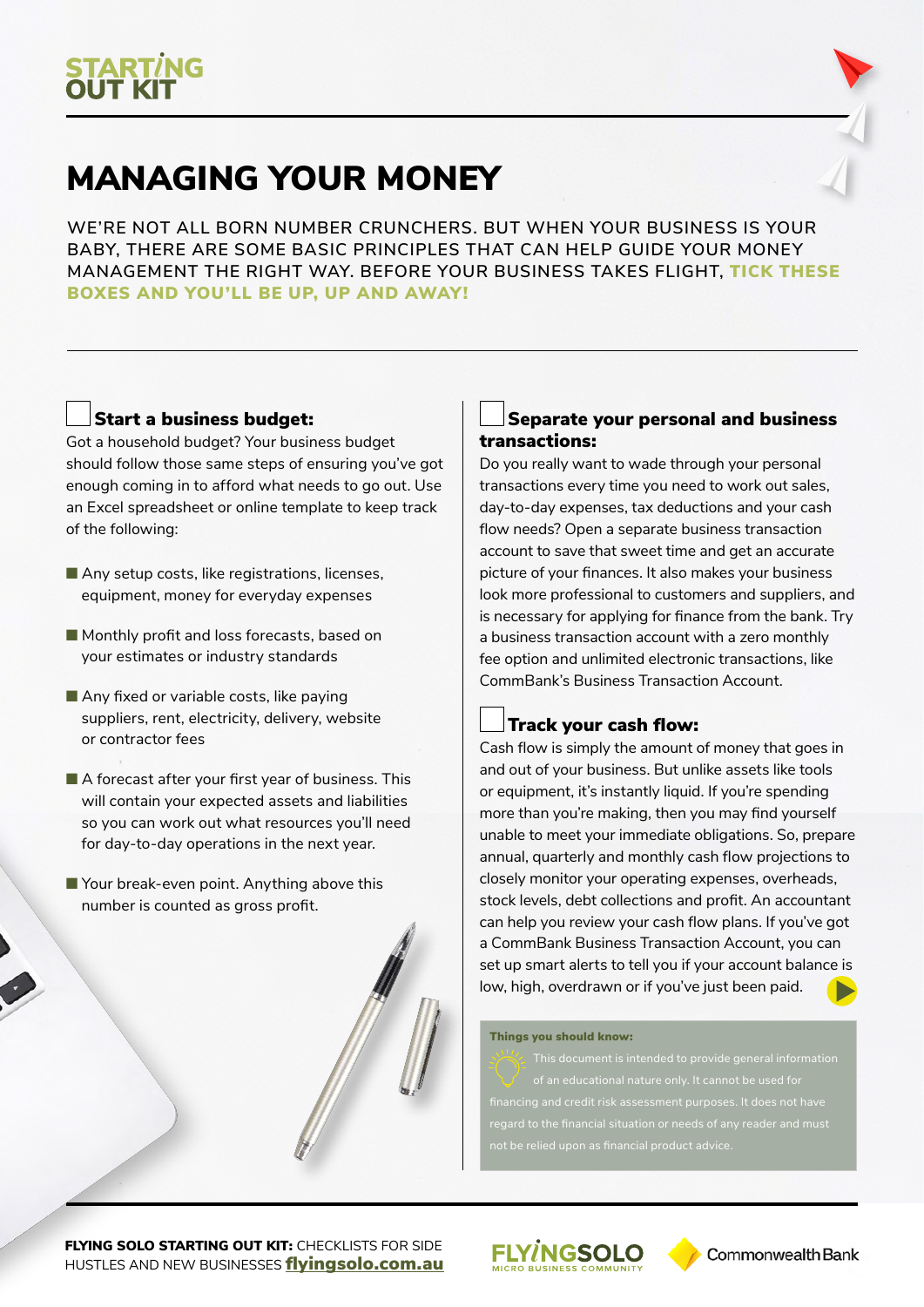STARTING OUT KIT

# MANAGING YOUR MONEY

WE'RE NOT ALL BORN NUMBER CRUNCHERS. BUT WHEN YOUR BUSINESS IS YOUR BABY, THERE ARE SOME BASIC PRINCIPLES THAT CAN HELP GUIDE YOUR MONEY MANAGEMENT THE RIGHT WAY. BEFORE YOUR BUSINESS TAKES FLIGHT, **TICK THESE BOXES AND YOU'LL BE UP, UP AND AWAY!**

## ☐ Start a business budget:

Got a household budget? Your business budget should follow those same steps of ensuring you've got enough coming in to afford what needs to go out. Use an Excel spreadsheet or online template to keep track of the following:

- Any setup costs, like registrations, licenses, equipment, money for everyday expenses
- Monthly profit and loss forecasts, based on your estimates or industry standards
- Any fixed or variable costs, like paying suppliers, rent, electricity, delivery, website or contractor fees
- A forecast after your first year of business. This will contain your expected assets and liabilities so you can work out what resources you'll need for day-to-day operations in the next year.
- Your break-even point. Anything above this number is counted as gross profit.

## ☐ Separate your personal and business transactions:

Do you really want to wade through your personal transactions every time you need to work out sales, day-to-day expenses, tax deductions and your cash flow needs? Open a separate business transaction account to save that sweet time and get an accurate picture of your finances. It also makes your business look more professional to customers and suppliers, and is necessary for applying for finance from the bank. Try a business transaction account with a zero monthly fee option and unlimited electronic transactions, like CommBank's Business Transaction Account.

## ☐ Track your cash flow:

Cash flow is simply the amount of money that goes in and out of your business. But unlike assets like tools or equipment, it's instantly liquid. If you're spending more than you're making, then you may find yourself unable to meet your immediate obligations. So, prepare annual, quarterly and monthly cash flow projections to closely monitor your operating expenses, overheads, stock levels, debt collections and profit. An accountant can help you review your cash flow plans. If you've got a CommBank Business Transaction Account, you can set up smart alerts to tell you if your account balance is low, high, overdrawn or if you've just been paid.

**Things you should know:**

This document is intended to provide general information of an educational nature only. It cannot be used for financing and credit risk assessment purposes. It does not have regard to the financial situation or needs of any reader and must not be relied upon as financial product advice.

**FLYING SOLO STARTING OUT KIT:** CHECKLISTS FOR SIDE HUSTLES AND NEW BUSINESSES **flyingsolo.com.au**

FLYINGSOLO MICRO BUSINESS COMMUNITY — CommonwealthBank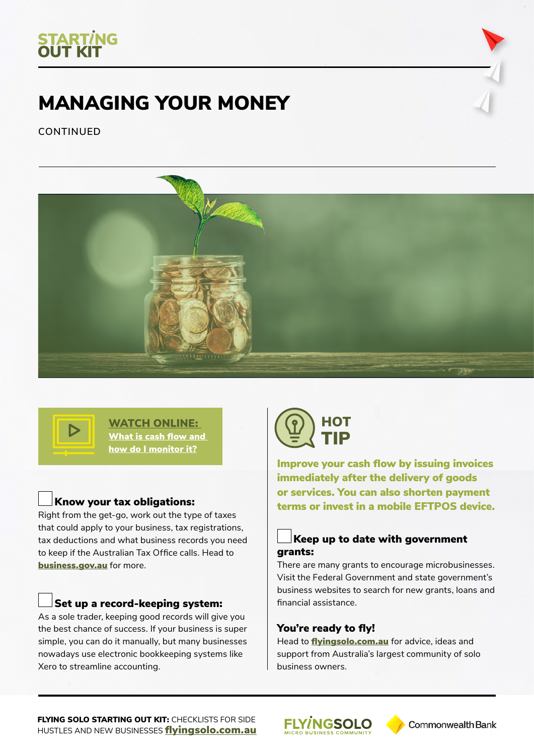STARTING OUT KIT

# MANAGING YOUR MONEY

CONTINUED

**WATCH ONLINE:** **What is cash flow and how do I monitor it?**

### ☐ Know your tax obligations:

Right from the get-go, work out the type of taxes that could apply to your business, tax registrations, tax deductions and what business records you need to keep if the Australian Tax Office calls. Head to **business.gov.au** for more.

### ☐ Set up a record-keeping system:

As a sole trader, keeping good records will give you the best chance of success. If your business is super simple, you can do it manually, but many businesses nowadays use electronic bookkeeping systems like Xero to streamline accounting.

## HOT TIP

**Improve your cash flow by issuing invoices immediately after the delivery of goods or services. You can also shorten payment terms or invest in a mobile EFTPOS device.**

### ☐ Keep up to date with government grants:

There are many grants to encourage microbusinesses. Visit the Federal Government and state government's business websites to search for new grants, loans and financial assistance.

### You're ready to fly!

Head to **flyingsolo.com.au** for advice, ideas and support from Australia's largest community of solo business owners.

**FLYING SOLO STARTING OUT KIT:** CHECKLISTS FOR SIDE HUSTLES AND NEW BUSINESSES **flyingsolo.com.au**

FLYINGSOLO MICRO BUSINESS COMMUNITY — CommonwealthBank